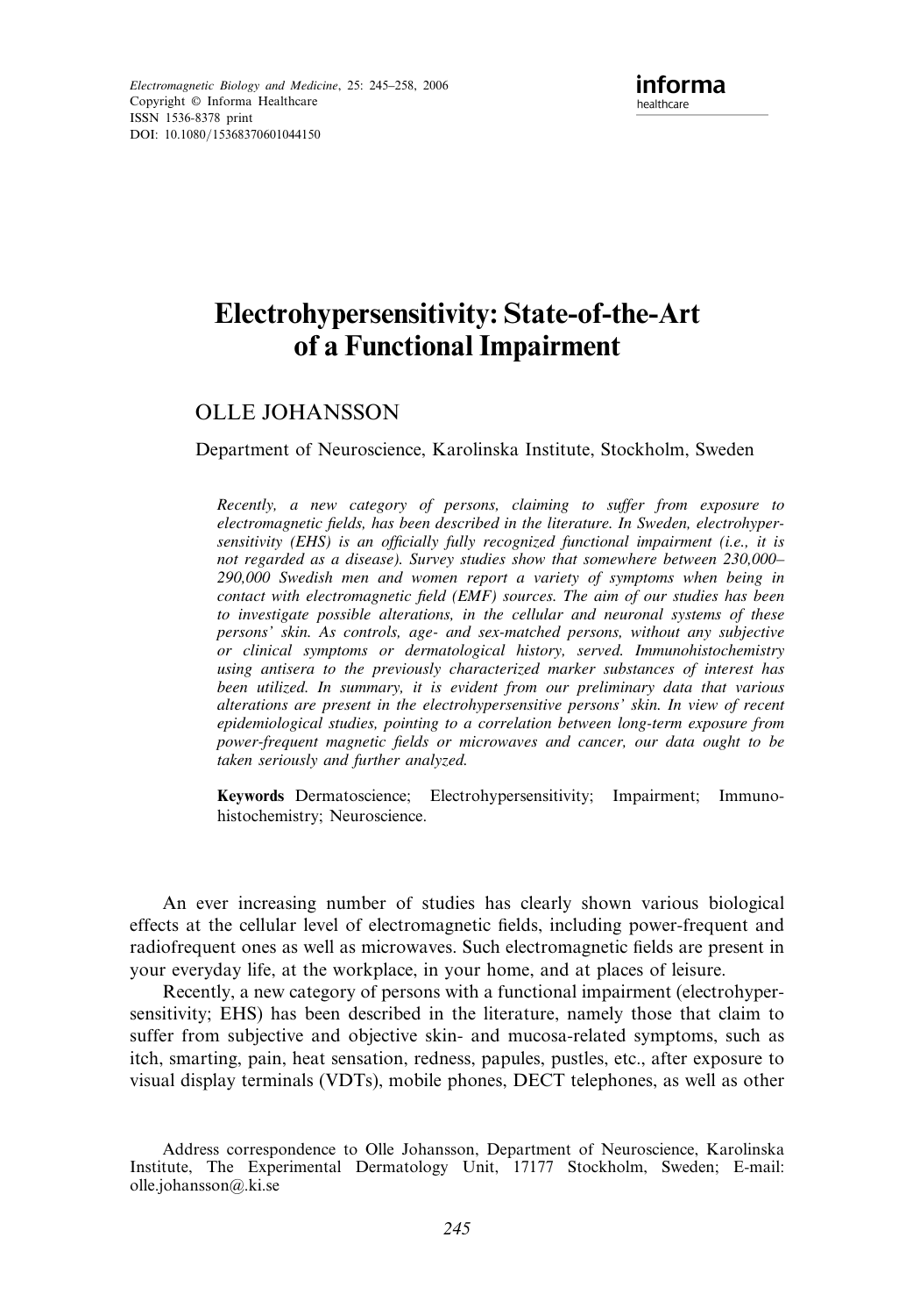# Electrohypersensitivity: State-of-the-Art of a Functional Impairment

OLLE JOHANSSON

Department of Neuroscience, Karolinska Institute, Stockholm, Sweden

*Recently, a new category of persons, claiming to suffer from exposure to electromagnetic fields, has been described in the literature. In Sweden, electrohypersensitivity (EHS) is an officially fully recognized functional impairment (i.e., it is not regarded as a disease). Survey studies show that somewhere between 230,000–290,000 Swedish men and women report a variety of symptoms when being in contact with electromagnetic field (EMF) sources. The aim of our studies has been to investigate possible alterations, in the cellular and neuronal systems of these persons' skin. As controls, age- and sex-matched persons, without any subjective or clinical symptoms or dermatological history, served. Immunohistochemistry using antisera to the previously characterized marker substances of interest has been utilized. In summary, it is evident from our preliminary data that various alterations are present in the electrohypersensitive persons' skin. In view of recent epidemiological studies, pointing to a correlation between long-term exposure from power-frequent magnetic fields or microwaves and cancer, our data ought to be taken seriously and further analyzed.*

**Keywords** Dermatoscience; Electrohypersensitivity; Impairment; Immunohistochemistry; Neuroscience.

An ever increasing number of studies has clearly shown various biological effects at the cellular level of electromagnetic fields, including power-frequent and radiofrequent ones as well as microwaves. Such electromagnetic fields are present in your everyday life, at the workplace, in your home, and at places of leisure.

Recently, a new category of persons with a functional impairment (electrohypersensitivity; EHS) has been described in the literature, namely those that claim to suffer from subjective and objective skin- and mucosa-related symptoms, such as itch, smarting, pain, heat sensation, redness, papules, pustles, etc., after exposure to visual display terminals (VDTs), mobile phones, DECT telephones, as well as other

Address correspondence to Olle Johansson, Department of Neuroscience, Karolinska Institute, The Experimental Dermatology Unit, 17177 Stockholm, Sweden; E-mail: olle.johansson@ki.se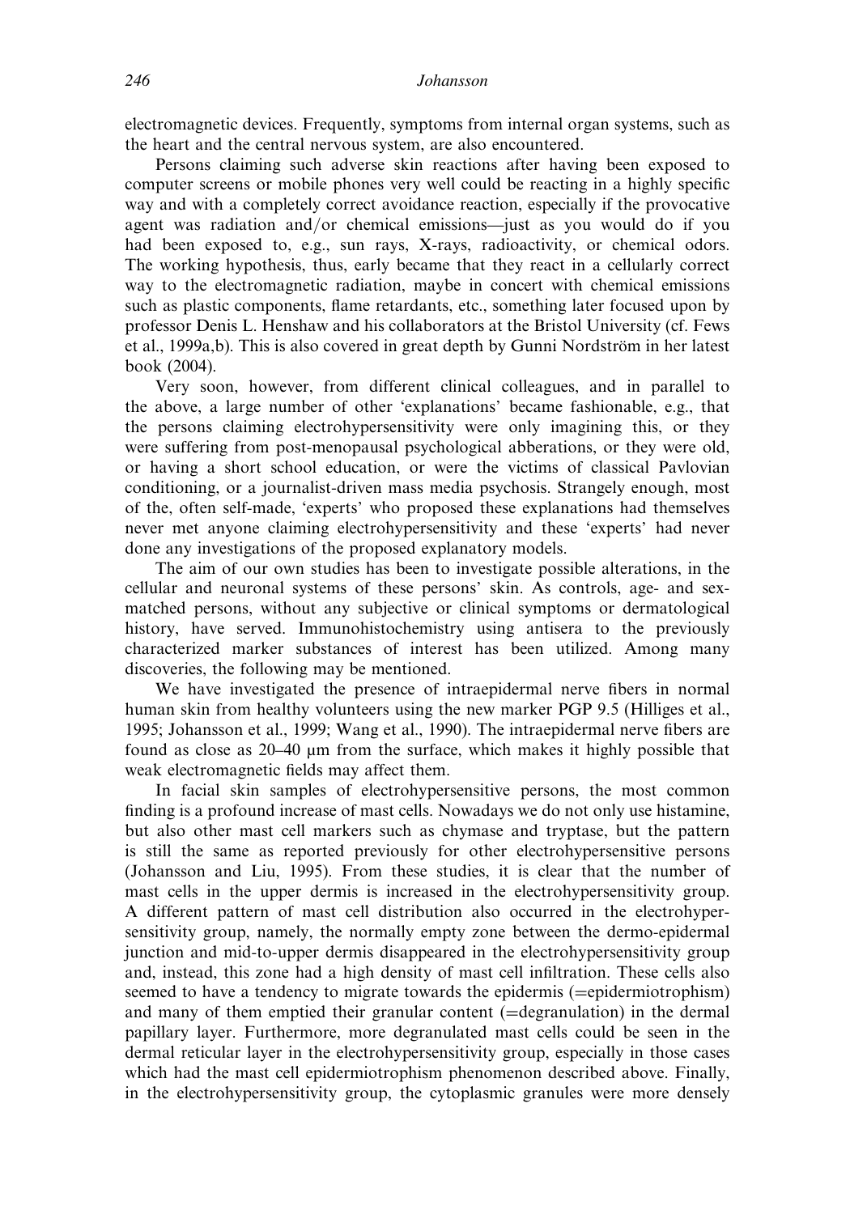electromagnetic devices. Frequently, symptoms from internal organ systems, such as the heart and the central nervous system, are also encountered.

Persons claiming such adverse skin reactions after having been exposed to computer screens or mobile phones very well could be reacting in a highly specific way and with a completely correct avoidance reaction, especially if the provocative agent was radiation and/or chemical emissions—just as you would do if you had been exposed to, e.g., sun rays, X-rays, radioactivity, or chemical odors. The working hypothesis, thus, early became that they react in a cellularly correct way to the electromagnetic radiation, maybe in concert with chemical emissions such as plastic components, flame retardants, etc., something later focused upon by professor Denis L. Henshaw and his collaborators at the Bristol University (cf. Fews et al., 1999a,b). This is also covered in great depth by Gunni Nordström in her latest book (2004).

Very soon, however, from different clinical colleagues, and in parallel to the above, a large number of other 'explanations' became fashionable, e.g., that the persons claiming electrohypersensitivity were only imagining this, or they were suffering from post-menopausal psychological abberations, or they were old, or having a short school education, or were the victims of classical Pavlovian conditioning, or a journalist-driven mass media psychosis. Strangely enough, most of the, often self-made, 'experts' who proposed these explanations had themselves never met anyone claiming electrohypersensitivity and these 'experts' had never done any investigations of the proposed explanatory models.

The aim of our own studies has been to investigate possible alterations, in the cellular and neuronal systems of these persons' skin. As controls, age- and sex-matched persons, without any subjective or clinical symptoms or dermatological history, have served. Immunohistochemistry using antisera to the previously characterized marker substances of interest has been utilized. Among many discoveries, the following may be mentioned.

We have investigated the presence of intraepidermal nerve fibers in normal human skin from healthy volunteers using the new marker PGP 9.5 (Hilliges et al., 1995; Johansson et al., 1999; Wang et al., 1990). The intraepidermal nerve fibers are found as close as 20–40 μm from the surface, which makes it highly possible that weak electromagnetic fields may affect them.

In facial skin samples of electrohypersensitive persons, the most common finding is a profound increase of mast cells. Nowadays we do not only use histamine, but also other mast cell markers such as chymase and tryptase, but the pattern is still the same as reported previously for other electrohypersensitive persons (Johansson and Liu, 1995). From these studies, it is clear that the number of mast cells in the upper dermis is increased in the electrohypersensitivity group. A different pattern of mast cell distribution also occurred in the electrohypersensitivity group, namely, the normally empty zone between the dermo-epidermal junction and mid-to-upper dermis disappeared in the electrohypersensitivity group and, instead, this zone had a high density of mast cell infiltration. These cells also seemed to have a tendency to migrate towards the epidermis (=epidermiotrophism) and many of them emptied their granular content (=degranulation) in the dermal papillary layer. Furthermore, more degranulated mast cells could be seen in the dermal reticular layer in the electrohypersensitivity group, especially in those cases which had the mast cell epidermiotrophism phenomenon described above. Finally, in the electrohypersensitivity group, the cytoplasmic granules were more densely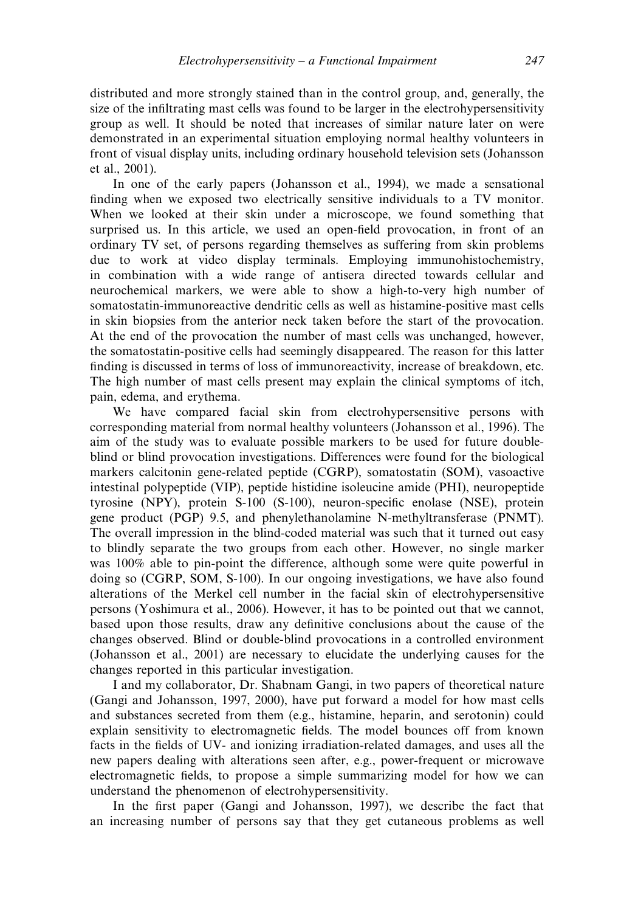distributed and more strongly stained than in the control group, and, generally, the size of the infiltrating mast cells was found to be larger in the electrohypersensitivity group as well. It should be noted that increases of similar nature later on were demonstrated in an experimental situation employing normal healthy volunteers in front of visual display units, including ordinary household television sets (Johansson et al., 2001).

In one of the early papers (Johansson et al., 1994), we made a sensational finding when we exposed two electrically sensitive individuals to a TV monitor. When we looked at their skin under a microscope, we found something that surprised us. In this article, we used an open-field provocation, in front of an ordinary TV set, of persons regarding themselves as suffering from skin problems due to work at video display terminals. Employing immunohistochemistry, in combination with a wide range of antisera directed towards cellular and neurochemical markers, we were able to show a high-to-very high number of somatostatin-immunoreactive dendritic cells as well as histamine-positive mast cells in skin biopsies from the anterior neck taken before the start of the provocation. At the end of the provocation the number of mast cells was unchanged, however, the somatostatin-positive cells had seemingly disappeared. The reason for this latter finding is discussed in terms of loss of immunoreactivity, increase of breakdown, etc. The high number of mast cells present may explain the clinical symptoms of itch, pain, edema, and erythema.

We have compared facial skin from electrohypersensitive persons with corresponding material from normal healthy volunteers (Johansson et al., 1996). The aim of the study was to evaluate possible markers to be used for future double-blind or blind provocation investigations. Differences were found for the biological markers calcitonin gene-related peptide (CGRP), somatostatin (SOM), vasoactive intestinal polypeptide (VIP), peptide histidine isoleucine amide (PHI), neuropeptide tyrosine (NPY), protein S-100 (S-100), neuron-specific enolase (NSE), protein gene product (PGP) 9.5, and phenylethanolamine N-methyltransferase (PNMT). The overall impression in the blind-coded material was such that it turned out easy to blindly separate the two groups from each other. However, no single marker was 100% able to pin-point the difference, although some were quite powerful in doing so (CGRP, SOM, S-100). In our ongoing investigations, we have also found alterations of the Merkel cell number in the facial skin of electrohypersensitive persons (Yoshimura et al., 2006). However, it has to be pointed out that we cannot, based upon those results, draw any definitive conclusions about the cause of the changes observed. Blind or double-blind provocations in a controlled environment (Johansson et al., 2001) are necessary to elucidate the underlying causes for the changes reported in this particular investigation.

I and my collaborator, Dr. Shabnam Gangi, in two papers of theoretical nature (Gangi and Johansson, 1997, 2000), have put forward a model for how mast cells and substances secreted from them (e.g., histamine, heparin, and serotonin) could explain sensitivity to electromagnetic fields. The model bounces off from known facts in the fields of UV- and ionizing irradiation-related damages, and uses all the new papers dealing with alterations seen after, e.g., power-frequent or microwave electromagnetic fields, to propose a simple summarizing model for how we can understand the phenomenon of electrohypersensitivity.

In the first paper (Gangi and Johansson, 1997), we describe the fact that an increasing number of persons say that they get cutaneous problems as well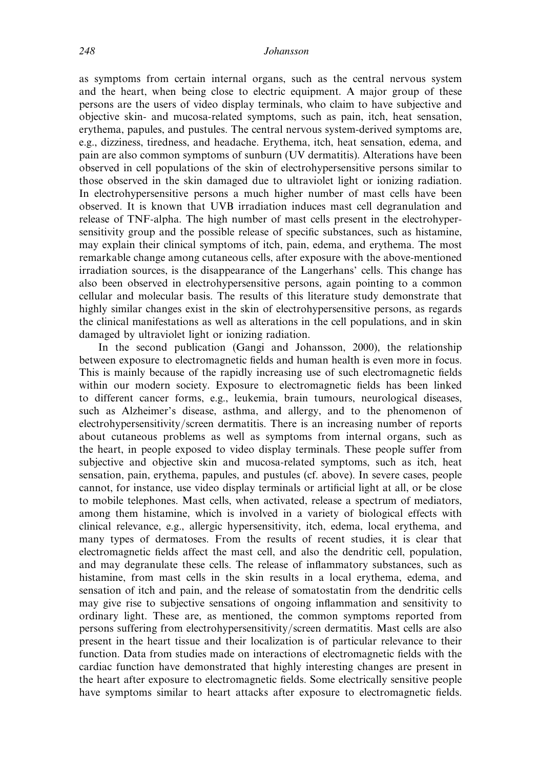as symptoms from certain internal organs, such as the central nervous system and the heart, when being close to electric equipment. A major group of these persons are the users of video display terminals, who claim to have subjective and objective skin- and mucosa-related symptoms, such as pain, itch, heat sensation, erythema, papules, and pustules. The central nervous system-derived symptoms are, e.g., dizziness, tiredness, and headache. Erythema, itch, heat sensation, edema, and pain are also common symptoms of sunburn (UV dermatitis). Alterations have been observed in cell populations of the skin of electrohypersensitive persons similar to those observed in the skin damaged due to ultraviolet light or ionizing radiation. In electrohypersensitive persons a much higher number of mast cells have been observed. It is known that UVB irradiation induces mast cell degranulation and release of TNF-alpha. The high number of mast cells present in the electrohypersensitivity group and the possible release of specific substances, such as histamine, may explain their clinical symptoms of itch, pain, edema, and erythema. The most remarkable change among cutaneous cells, after exposure with the above-mentioned irradiation sources, is the disappearance of the Langerhans' cells. This change has also been observed in electrohypersensitive persons, again pointing to a common cellular and molecular basis. The results of this literature study demonstrate that highly similar changes exist in the skin of electrohypersensitive persons, as regards the clinical manifestations as well as alterations in the cell populations, and in skin damaged by ultraviolet light or ionizing radiation.

In the second publication (Gangi and Johansson, 2000), the relationship between exposure to electromagnetic fields and human health is even more in focus. This is mainly because of the rapidly increasing use of such electromagnetic fields within our modern society. Exposure to electromagnetic fields has been linked to different cancer forms, e.g., leukemia, brain tumours, neurological diseases, such as Alzheimer's disease, asthma, and allergy, and to the phenomenon of electrohypersensitivity/screen dermatitis. There is an increasing number of reports about cutaneous problems as well as symptoms from internal organs, such as the heart, in people exposed to video display terminals. These people suffer from subjective and objective skin and mucosa-related symptoms, such as itch, heat sensation, pain, erythema, papules, and pustules (cf. above). In severe cases, people cannot, for instance, use video display terminals or artificial light at all, or be close to mobile telephones. Mast cells, when activated, release a spectrum of mediators, among them histamine, which is involved in a variety of biological effects with clinical relevance, e.g., allergic hypersensitivity, itch, edema, local erythema, and many types of dermatoses. From the results of recent studies, it is clear that electromagnetic fields affect the mast cell, and also the dendritic cell, population, and may degranulate these cells. The release of inflammatory substances, such as histamine, from mast cells in the skin results in a local erythema, edema, and sensation of itch and pain, and the release of somatostatin from the dendritic cells may give rise to subjective sensations of ongoing inflammation and sensitivity to ordinary light. These are, as mentioned, the common symptoms reported from persons suffering from electrohypersensitivity/screen dermatitis. Mast cells are also present in the heart tissue and their localization is of particular relevance to their function. Data from studies made on interactions of electromagnetic fields with the cardiac function have demonstrated that highly interesting changes are present in the heart after exposure to electromagnetic fields. Some electrically sensitive people have symptoms similar to heart attacks after exposure to electromagnetic fields.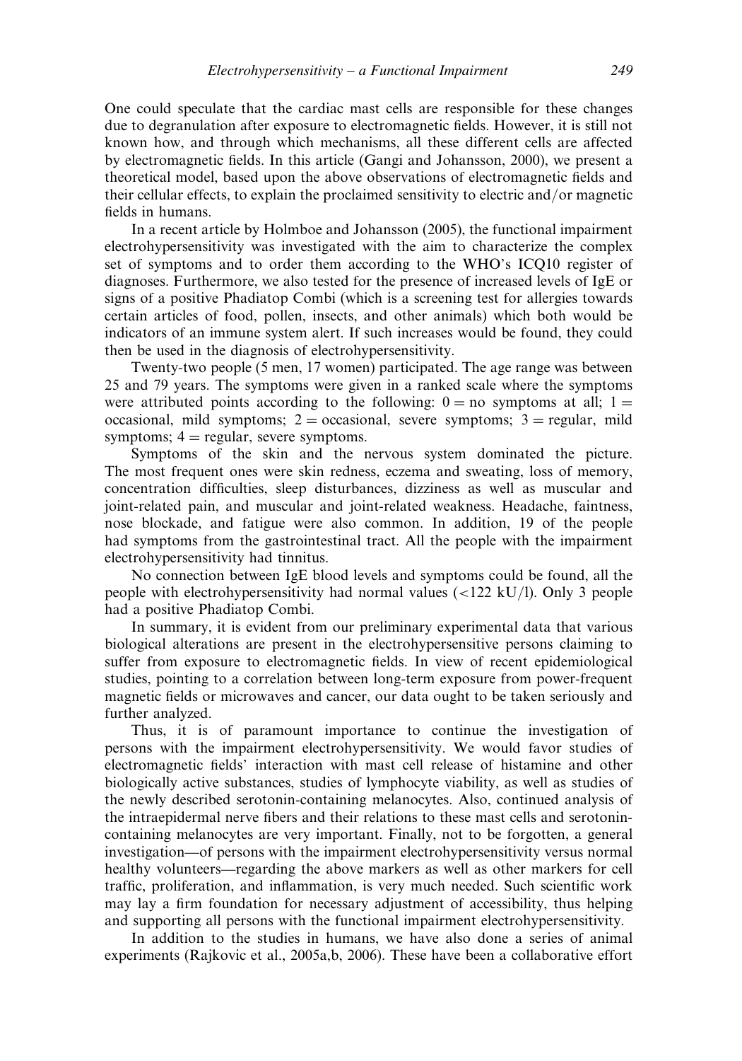One could speculate that the cardiac mast cells are responsible for these changes due to degranulation after exposure to electromagnetic fields. However, it is still not known how, and through which mechanisms, all these different cells are affected by electromagnetic fields. In this article (Gangi and Johansson, 2000), we present a theoretical model, based upon the above observations of electromagnetic fields and their cellular effects, to explain the proclaimed sensitivity to electric and/or magnetic fields in humans.

In a recent article by Holmboe and Johansson (2005), the functional impairment electrohypersensitivity was investigated with the aim to characterize the complex set of symptoms and to order them according to the WHO's ICQ10 register of diagnoses. Furthermore, we also tested for the presence of increased levels of IgE or signs of a positive Phadiatop Combi (which is a screening test for allergies towards certain articles of food, pollen, insects, and other animals) which both would be indicators of an immune system alert. If such increases would be found, they could then be used in the diagnosis of electrohypersensitivity.

Twenty-two people (5 men, 17 women) participated. The age range was between 25 and 79 years. The symptoms were given in a ranked scale where the symptoms were attributed points according to the following: 0 = no symptoms at all; 1 = occasional, mild symptoms; 2 = occasional, severe symptoms; 3 = regular, mild symptoms; 4 = regular, severe symptoms.

Symptoms of the skin and the nervous system dominated the picture. The most frequent ones were skin redness, eczema and sweating, loss of memory, concentration difficulties, sleep disturbances, dizziness as well as muscular and joint-related pain, and muscular and joint-related weakness. Headache, faintness, nose blockade, and fatigue were also common. In addition, 19 of the people had symptoms from the gastrointestinal tract. All the people with the impairment electrohypersensitivity had tinnitus.

No connection between IgE blood levels and symptoms could be found, all the people with electrohypersensitivity had normal values ($<122$ kU/l). Only 3 people had a positive Phadiatop Combi.

In summary, it is evident from our preliminary experimental data that various biological alterations are present in the electrohypersensitive persons claiming to suffer from exposure to electromagnetic fields. In view of recent epidemiological studies, pointing to a correlation between long-term exposure from power-frequent magnetic fields or microwaves and cancer, our data ought to be taken seriously and further analyzed.

Thus, it is of paramount importance to continue the investigation of persons with the impairment electrohypersensitivity. We would favor studies of electromagnetic fields' interaction with mast cell release of histamine and other biologically active substances, studies of lymphocyte viability, as well as studies of the newly described serotonin-containing melanocytes. Also, continued analysis of the intraepidermal nerve fibers and their relations to these mast cells and serotonin-containing melanocytes are very important. Finally, not to be forgotten, a general investigation—of persons with the impairment electrohypersensitivity versus normal healthy volunteers—regarding the above markers as well as other markers for cell traffic, proliferation, and inflammation, is very much needed. Such scientific work may lay a firm foundation for necessary adjustment of accessibility, thus helping and supporting all persons with the functional impairment electrohypersensitivity.

In addition to the studies in humans, we have also done a series of animal experiments (Rajkovic et al., 2005a,b, 2006). These have been a collaborative effort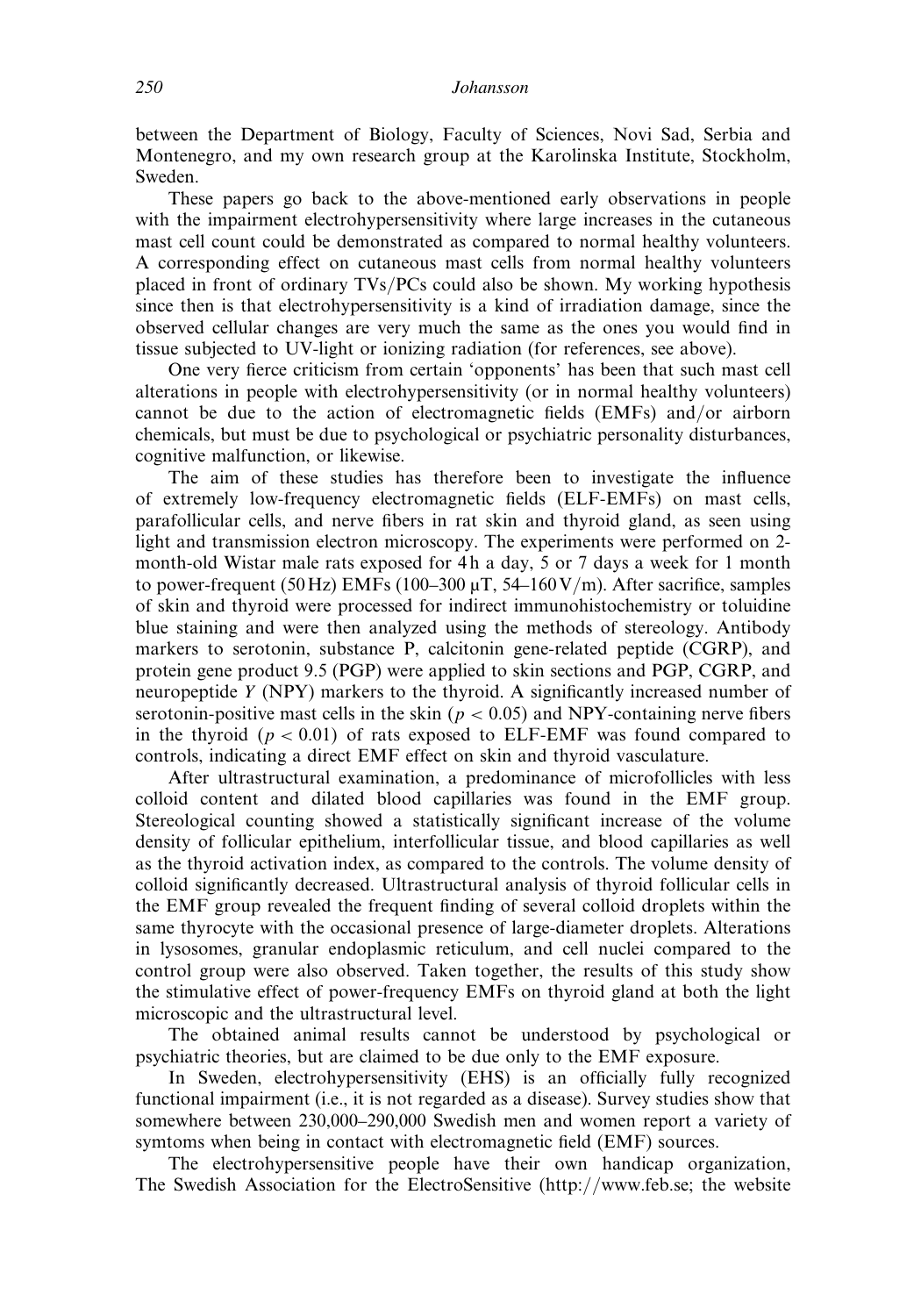between the Department of Biology, Faculty of Sciences, Novi Sad, Serbia and Montenegro, and my own research group at the Karolinska Institute, Stockholm, Sweden.

These papers go back to the above-mentioned early observations in people with the impairment electrohypersensitivity where large increases in the cutaneous mast cell count could be demonstrated as compared to normal healthy volunteers. A corresponding effect on cutaneous mast cells from normal healthy volunteers placed in front of ordinary TVs/PCs could also be shown. My working hypothesis since then is that electrohypersensitivity is a kind of irradiation damage, since the observed cellular changes are very much the same as the ones you would find in tissue subjected to UV-light or ionizing radiation (for references, see above).

One very fierce criticism from certain 'opponents' has been that such mast cell alterations in people with electrohypersensitivity (or in normal healthy volunteers) cannot be due to the action of electromagnetic fields (EMFs) and/or airborn chemicals, but must be due to psychological or psychiatric personality disturbances, cognitive malfunction, or likewise.

The aim of these studies has therefore been to investigate the influence of extremely low-frequency electromagnetic fields (ELF-EMFs) on mast cells, parafollicular cells, and nerve fibers in rat skin and thyroid gland, as seen using light and transmission electron microscopy. The experiments were performed on 2-month-old Wistar male rats exposed for 4 h a day, 5 or 7 days a week for 1 month to power-frequent (50 Hz) EMFs (100–300 μT, 54–160 V/m). After sacrifice, samples of skin and thyroid were processed for indirect immunohistochemistry or toluidine blue staining and were then analyzed using the methods of stereology. Antibody markers to serotonin, substance P, calcitonin gene-related peptide (CGRP), and protein gene product 9.5 (PGP) were applied to skin sections and PGP, CGRP, and neuropeptide *Y* (NPY) markers to the thyroid. A significantly increased number of serotonin-positive mast cells in the skin ($p < 0.05$) and NPY-containing nerve fibers in the thyroid ($p < 0.01$) of rats exposed to ELF-EMF was found compared to controls, indicating a direct EMF effect on skin and thyroid vasculature.

After ultrastructural examination, a predominance of microfollicles with less colloid content and dilated blood capillaries was found in the EMF group. Stereological counting showed a statistically significant increase of the volume density of follicular epithelium, interfollicular tissue, and blood capillaries as well as the thyroid activation index, as compared to the controls. The volume density of colloid significantly decreased. Ultrastructural analysis of thyroid follicular cells in the EMF group revealed the frequent finding of several colloid droplets within the same thyrocyte with the occasional presence of large-diameter droplets. Alterations in lysosomes, granular endoplasmic reticulum, and cell nuclei compared to the control group were also observed. Taken together, the results of this study show the stimulative effect of power-frequency EMFs on thyroid gland at both the light microscopic and the ultrastructural level.

The obtained animal results cannot be understood by psychological or psychiatric theories, but are claimed to be due only to the EMF exposure.

In Sweden, electrohypersensitivity (EHS) is an officially fully recognized functional impairment (i.e., it is not regarded as a disease). Survey studies show that somewhere between 230,000–290,000 Swedish men and women report a variety of symtoms when being in contact with electromagnetic field (EMF) sources.

The electrohypersensitive people have their own handicap organization, The Swedish Association for the ElectroSensitive (http://www.feb.se; the website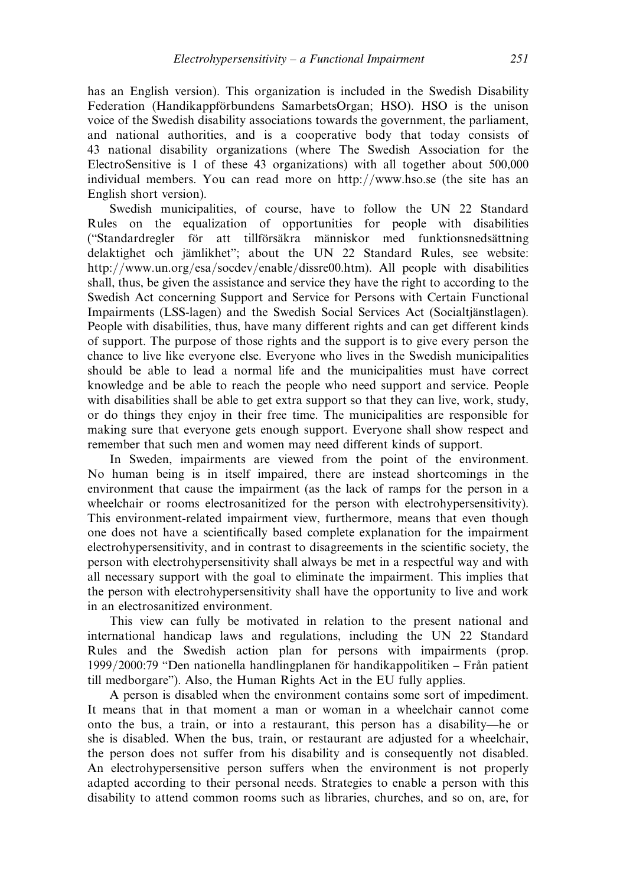has an English version). This organization is included in the Swedish Disability Federation (Handikappförbundens SamarbetsOrgan; HSO). HSO is the unison voice of the Swedish disability associations towards the government, the parliament, and national authorities, and is a cooperative body that today consists of 43 national disability organizations (where The Swedish Association for the ElectroSensitive is 1 of these 43 organizations) with all together about 500,000 individual members. You can read more on http://www.hso.se (the site has an English short version).

Swedish municipalities, of course, have to follow the UN 22 Standard Rules on the equalization of opportunities for people with disabilities ("Standardregler för att tillförsäkra människor med funktionsnedsättning delaktighet och jämlikhet"; about the UN 22 Standard Rules, see website: http://www.un.org/esa/socdev/enable/dissre00.htm). All people with disabilities shall, thus, be given the assistance and service they have the right to according to the Swedish Act concerning Support and Service for Persons with Certain Functional Impairments (LSS-lagen) and the Swedish Social Services Act (Socialtjänstlagen). People with disabilities, thus, have many different rights and can get different kinds of support. The purpose of those rights and the support is to give every person the chance to live like everyone else. Everyone who lives in the Swedish municipalities should be able to lead a normal life and the municipalities must have correct knowledge and be able to reach the people who need support and service. People with disabilities shall be able to get extra support so that they can live, work, study, or do things they enjoy in their free time. The municipalities are responsible for making sure that everyone gets enough support. Everyone shall show respect and remember that such men and women may need different kinds of support.

In Sweden, impairments are viewed from the point of the environment. No human being is in itself impaired, there are instead shortcomings in the environment that cause the impairment (as the lack of ramps for the person in a wheelchair or rooms electrosanitized for the person with electrohypersensitivity). This environment-related impairment view, furthermore, means that even though one does not have a scientifically based complete explanation for the impairment electrohypersensitivity, and in contrast to disagreements in the scientific society, the person with electrohypersensitivity shall always be met in a respectful way and with all necessary support with the goal to eliminate the impairment. This implies that the person with electrohypersensitivity shall have the opportunity to live and work in an electrosanitized environment.

This view can fully be motivated in relation to the present national and international handicap laws and regulations, including the UN 22 Standard Rules and the Swedish action plan for persons with impairments (prop. 1999/2000:79 "Den nationella handlingplanen för handikappolitiken – Från patient till medborgare"). Also, the Human Rights Act in the EU fully applies.

A person is disabled when the environment contains some sort of impediment. It means that in that moment a man or woman in a wheelchair cannot come onto the bus, a train, or into a restaurant, this person has a disability—he or she is disabled. When the bus, train, or restaurant are adjusted for a wheelchair, the person does not suffer from his disability and is consequently not disabled. An electrohypersensitive person suffers when the environment is not properly adapted according to their personal needs. Strategies to enable a person with this disability to attend common rooms such as libraries, churches, and so on, are, for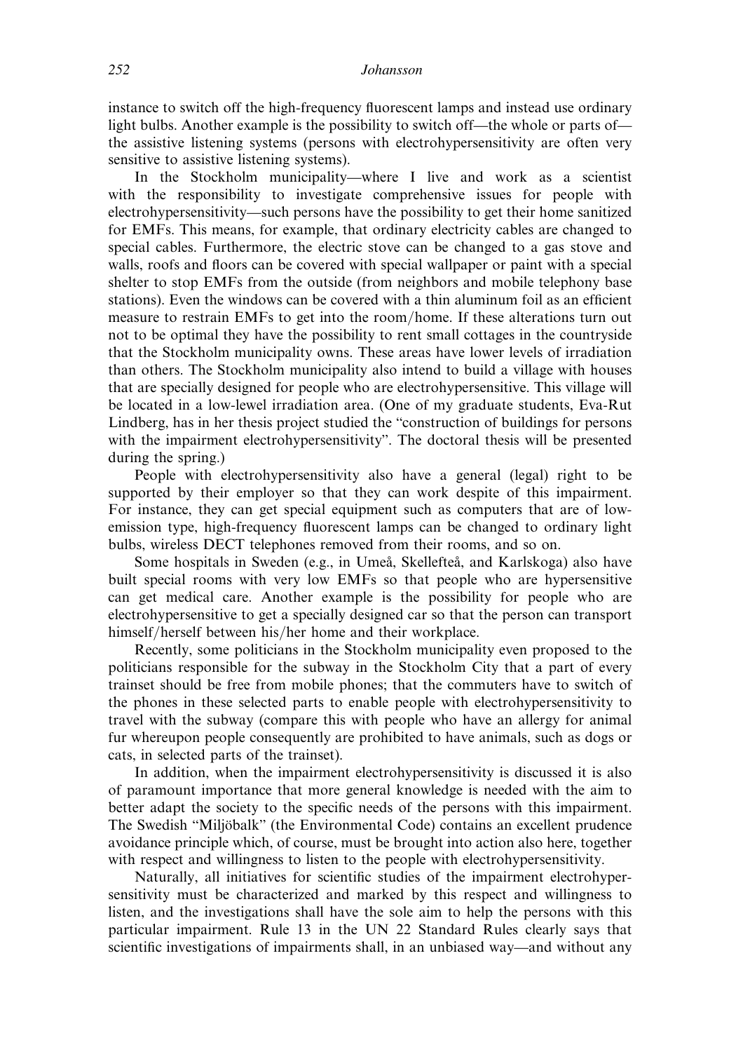instance to switch off the high-frequency fluorescent lamps and instead use ordinary light bulbs. Another example is the possibility to switch off—the whole or parts of—the assistive listening systems (persons with electrohypersensitivity are often very sensitive to assistive listening systems).

In the Stockholm municipality—where I live and work as a scientist with the responsibility to investigate comprehensive issues for people with electrohypersensitivity—such persons have the possibility to get their home sanitized for EMFs. This means, for example, that ordinary electricity cables are changed to special cables. Furthermore, the electric stove can be changed to a gas stove and walls, roofs and floors can be covered with special wallpaper or paint with a special shelter to stop EMFs from the outside (from neighbors and mobile telephony base stations). Even the windows can be covered with a thin aluminum foil as an efficient measure to restrain EMFs to get into the room/home. If these alterations turn out not to be optimal they have the possibility to rent small cottages in the countryside that the Stockholm municipality owns. These areas have lower levels of irradiation than others. The Stockholm municipality also intend to build a village with houses that are specially designed for people who are electrohypersensitive. This village will be located in a low-lewel irradiation area. (One of my graduate students, Eva-Rut Lindberg, has in her thesis project studied the "construction of buildings for persons with the impairment electrohypersensitivity". The doctoral thesis will be presented during the spring.)

People with electrohypersensitivity also have a general (legal) right to be supported by their employer so that they can work despite of this impairment. For instance, they can get special equipment such as computers that are of low-emission type, high-frequency fluorescent lamps can be changed to ordinary light bulbs, wireless DECT telephones removed from their rooms, and so on.

Some hospitals in Sweden (e.g., in Umeå, Skellefteå, and Karlskoga) also have built special rooms with very low EMFs so that people who are hypersensitive can get medical care. Another example is the possibility for people who are electrohypersensitive to get a specially designed car so that the person can transport himself/herself between his/her home and their workplace.

Recently, some politicians in the Stockholm municipality even proposed to the politicians responsible for the subway in the Stockholm City that a part of every trainset should be free from mobile phones; that the commuters have to switch of the phones in these selected parts to enable people with electrohypersensitivity to travel with the subway (compare this with people who have an allergy for animal fur whereupon people consequently are prohibited to have animals, such as dogs or cats, in selected parts of the trainset).

In addition, when the impairment electrohypersensitivity is discussed it is also of paramount importance that more general knowledge is needed with the aim to better adapt the society to the specific needs of the persons with this impairment. The Swedish "Miljöbalk" (the Environmental Code) contains an excellent prudence avoidance principle which, of course, must be brought into action also here, together with respect and willingness to listen to the people with electrohypersensitivity.

Naturally, all initiatives for scientific studies of the impairment electrohypersensitivity must be characterized and marked by this respect and willingness to listen, and the investigations shall have the sole aim to help the persons with this particular impairment. Rule 13 in the UN 22 Standard Rules clearly says that scientific investigations of impairments shall, in an unbiased way—and without any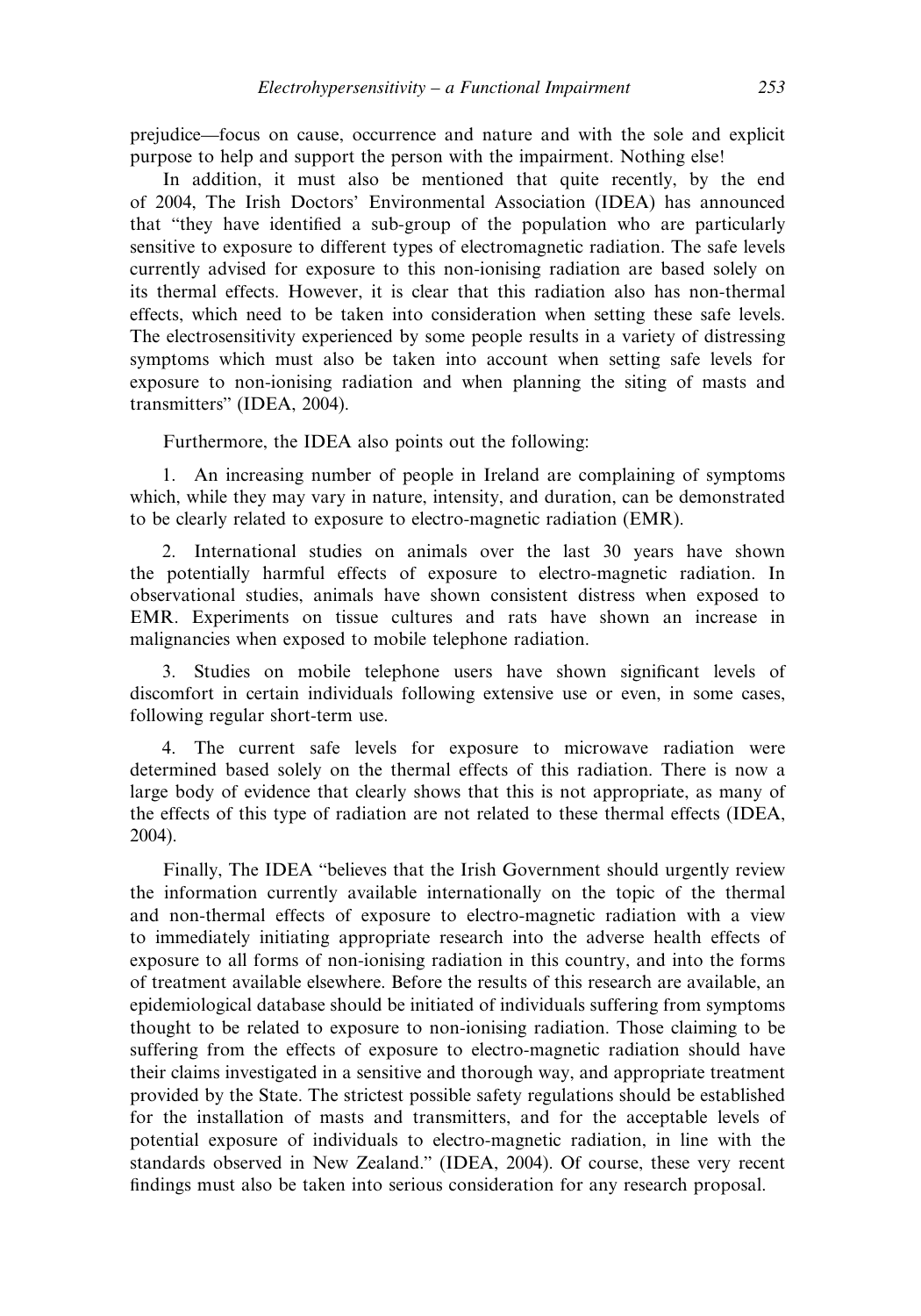prejudice—focus on cause, occurrence and nature and with the sole and explicit purpose to help and support the person with the impairment. Nothing else!

In addition, it must also be mentioned that quite recently, by the end of 2004, The Irish Doctors' Environmental Association (IDEA) has announced that "they have identified a sub-group of the population who are particularly sensitive to exposure to different types of electromagnetic radiation. The safe levels currently advised for exposure to this non-ionising radiation are based solely on its thermal effects. However, it is clear that this radiation also has non-thermal effects, which need to be taken into consideration when setting these safe levels. The electrosensitivity experienced by some people results in a variety of distressing symptoms which must also be taken into account when setting safe levels for exposure to non-ionising radiation and when planning the siting of masts and transmitters" (IDEA, 2004).

Furthermore, the IDEA also points out the following:

1. An increasing number of people in Ireland are complaining of symptoms which, while they may vary in nature, intensity, and duration, can be demonstrated to be clearly related to exposure to electro-magnetic radiation (EMR).

2. International studies on animals over the last 30 years have shown the potentially harmful effects of exposure to electro-magnetic radiation. In observational studies, animals have shown consistent distress when exposed to EMR. Experiments on tissue cultures and rats have shown an increase in malignancies when exposed to mobile telephone radiation.

3. Studies on mobile telephone users have shown significant levels of discomfort in certain individuals following extensive use or even, in some cases, following regular short-term use.

4. The current safe levels for exposure to microwave radiation were determined based solely on the thermal effects of this radiation. There is now a large body of evidence that clearly shows that this is not appropriate, as many of the effects of this type of radiation are not related to these thermal effects (IDEA, 2004).

Finally, The IDEA "believes that the Irish Government should urgently review the information currently available internationally on the topic of the thermal and non-thermal effects of exposure to electro-magnetic radiation with a view to immediately initiating appropriate research into the adverse health effects of exposure to all forms of non-ionising radiation in this country, and into the forms of treatment available elsewhere. Before the results of this research are available, an epidemiological database should be initiated of individuals suffering from symptoms thought to be related to exposure to non-ionising radiation. Those claiming to be suffering from the effects of exposure to electro-magnetic radiation should have their claims investigated in a sensitive and thorough way, and appropriate treatment provided by the State. The strictest possible safety regulations should be established for the installation of masts and transmitters, and for the acceptable levels of potential exposure of individuals to electro-magnetic radiation, in line with the standards observed in New Zealand." (IDEA, 2004). Of course, these very recent findings must also be taken into serious consideration for any research proposal.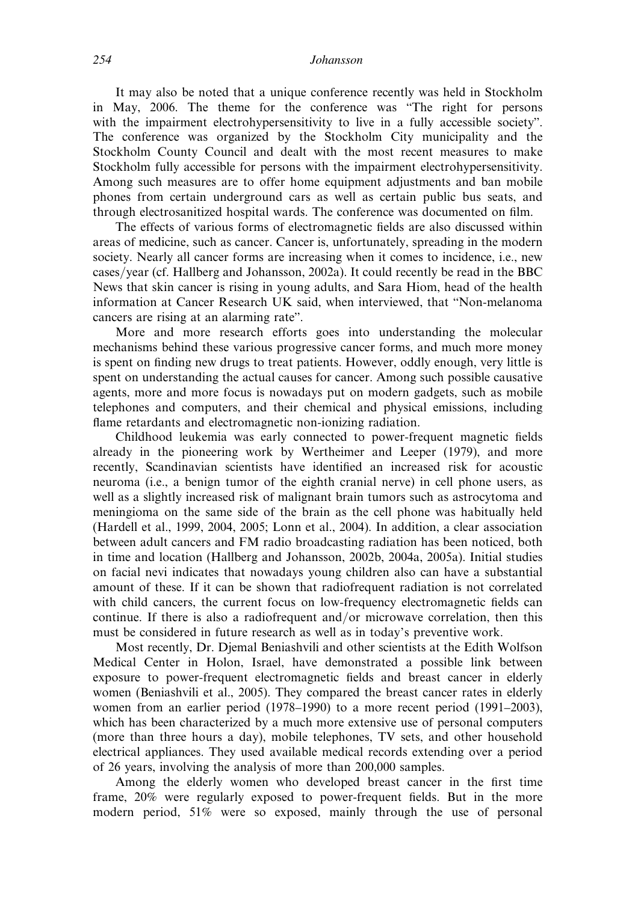It may also be noted that a unique conference recently was held in Stockholm in May, 2006. The theme for the conference was "The right for persons with the impairment electrohypersensitivity to live in a fully accessible society". The conference was organized by the Stockholm City municipality and the Stockholm County Council and dealt with the most recent measures to make Stockholm fully accessible for persons with the impairment electrohypersensitivity. Among such measures are to offer home equipment adjustments and ban mobile phones from certain underground cars as well as certain public bus seats, and through electrosanitized hospital wards. The conference was documented on film.

The effects of various forms of electromagnetic fields are also discussed within areas of medicine, such as cancer. Cancer is, unfortunately, spreading in the modern society. Nearly all cancer forms are increasing when it comes to incidence, i.e., new cases/year (cf. Hallberg and Johansson, 2002a). It could recently be read in the BBC News that skin cancer is rising in young adults, and Sara Hiom, head of the health information at Cancer Research UK said, when interviewed, that "Non-melanoma cancers are rising at an alarming rate".

More and more research efforts goes into understanding the molecular mechanisms behind these various progressive cancer forms, and much more money is spent on finding new drugs to treat patients. However, oddly enough, very little is spent on understanding the actual causes for cancer. Among such possible causative agents, more and more focus is nowadays put on modern gadgets, such as mobile telephones and computers, and their chemical and physical emissions, including flame retardants and electromagnetic non-ionizing radiation.

Childhood leukemia was early connected to power-frequent magnetic fields already in the pioneering work by Wertheimer and Leeper (1979), and more recently, Scandinavian scientists have identified an increased risk for acoustic neuroma (i.e., a benign tumor of the eighth cranial nerve) in cell phone users, as well as a slightly increased risk of malignant brain tumors such as astrocytoma and meningioma on the same side of the brain as the cell phone was habitually held (Hardell et al., 1999, 2004, 2005; Lonn et al., 2004). In addition, a clear association between adult cancers and FM radio broadcasting radiation has been noticed, both in time and location (Hallberg and Johansson, 2002b, 2004a, 2005a). Initial studies on facial nevi indicates that nowadays young children also can have a substantial amount of these. If it can be shown that radiofrequent radiation is not correlated with child cancers, the current focus on low-frequency electromagnetic fields can continue. If there is also a radiofrequent and/or microwave correlation, then this must be considered in future research as well as in today's preventive work.

Most recently, Dr. Djemal Beniashvili and other scientists at the Edith Wolfson Medical Center in Holon, Israel, have demonstrated a possible link between exposure to power-frequent electromagnetic fields and breast cancer in elderly women (Beniashvili et al., 2005). They compared the breast cancer rates in elderly women from an earlier period (1978–1990) to a more recent period (1991–2003), which has been characterized by a much more extensive use of personal computers (more than three hours a day), mobile telephones, TV sets, and other household electrical appliances. They used available medical records extending over a period of 26 years, involving the analysis of more than 200,000 samples.

Among the elderly women who developed breast cancer in the first time frame, 20% were regularly exposed to power-frequent fields. But in the more modern period, 51% were so exposed, mainly through the use of personal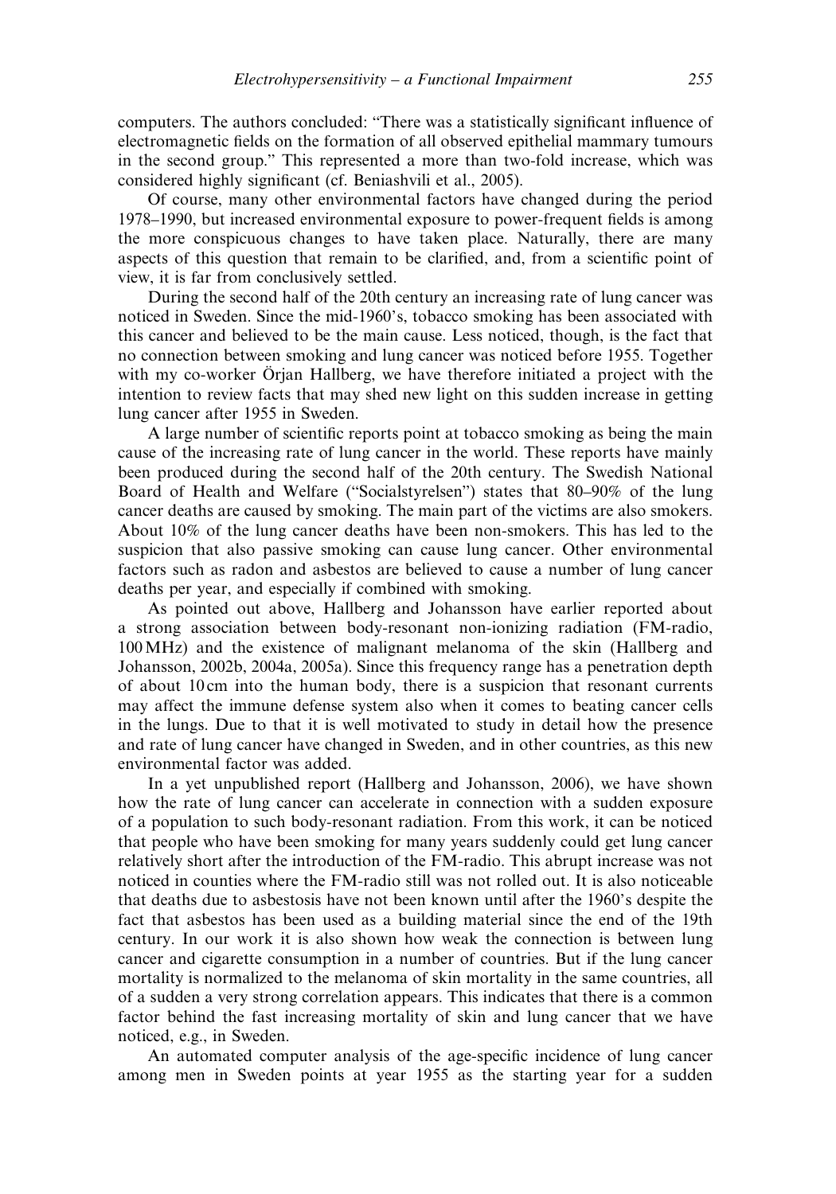computers. The authors concluded: "There was a statistically significant influence of electromagnetic fields on the formation of all observed epithelial mammary tumours in the second group." This represented a more than two-fold increase, which was considered highly significant (cf. Beniashvili et al., 2005).

Of course, many other environmental factors have changed during the period 1978–1990, but increased environmental exposure to power-frequent fields is among the more conspicuous changes to have taken place. Naturally, there are many aspects of this question that remain to be clarified, and, from a scientific point of view, it is far from conclusively settled.

During the second half of the 20th century an increasing rate of lung cancer was noticed in Sweden. Since the mid-1960's, tobacco smoking has been associated with this cancer and believed to be the main cause. Less noticed, though, is the fact that no connection between smoking and lung cancer was noticed before 1955. Together with my co-worker Örjan Hallberg, we have therefore initiated a project with the intention to review facts that may shed new light on this sudden increase in getting lung cancer after 1955 in Sweden.

A large number of scientific reports point at tobacco smoking as being the main cause of the increasing rate of lung cancer in the world. These reports have mainly been produced during the second half of the 20th century. The Swedish National Board of Health and Welfare ("Socialstyrelsen") states that 80–90% of the lung cancer deaths are caused by smoking. The main part of the victims are also smokers. About 10% of the lung cancer deaths have been non-smokers. This has led to the suspicion that also passive smoking can cause lung cancer. Other environmental factors such as radon and asbestos are believed to cause a number of lung cancer deaths per year, and especially if combined with smoking.

As pointed out above, Hallberg and Johansson have earlier reported about a strong association between body-resonant non-ionizing radiation (FM-radio, 100 MHz) and the existence of malignant melanoma of the skin (Hallberg and Johansson, 2002b, 2004a, 2005a). Since this frequency range has a penetration depth of about 10 cm into the human body, there is a suspicion that resonant currents may affect the immune defense system also when it comes to beating cancer cells in the lungs. Due to that it is well motivated to study in detail how the presence and rate of lung cancer have changed in Sweden, and in other countries, as this new environmental factor was added.

In a yet unpublished report (Hallberg and Johansson, 2006), we have shown how the rate of lung cancer can accelerate in connection with a sudden exposure of a population to such body-resonant radiation. From this work, it can be noticed that people who have been smoking for many years suddenly could get lung cancer relatively short after the introduction of the FM-radio. This abrupt increase was not noticed in counties where the FM-radio still was not rolled out. It is also noticeable that deaths due to asbestosis have not been known until after the 1960's despite the fact that asbestos has been used as a building material since the end of the 19th century. In our work it is also shown how weak the connection is between lung cancer and cigarette consumption in a number of countries. But if the lung cancer mortality is normalized to the melanoma of skin mortality in the same countries, all of a sudden a very strong correlation appears. This indicates that there is a common factor behind the fast increasing mortality of skin and lung cancer that we have noticed, e.g., in Sweden.

An automated computer analysis of the age-specific incidence of lung cancer among men in Sweden points at year 1955 as the starting year for a sudden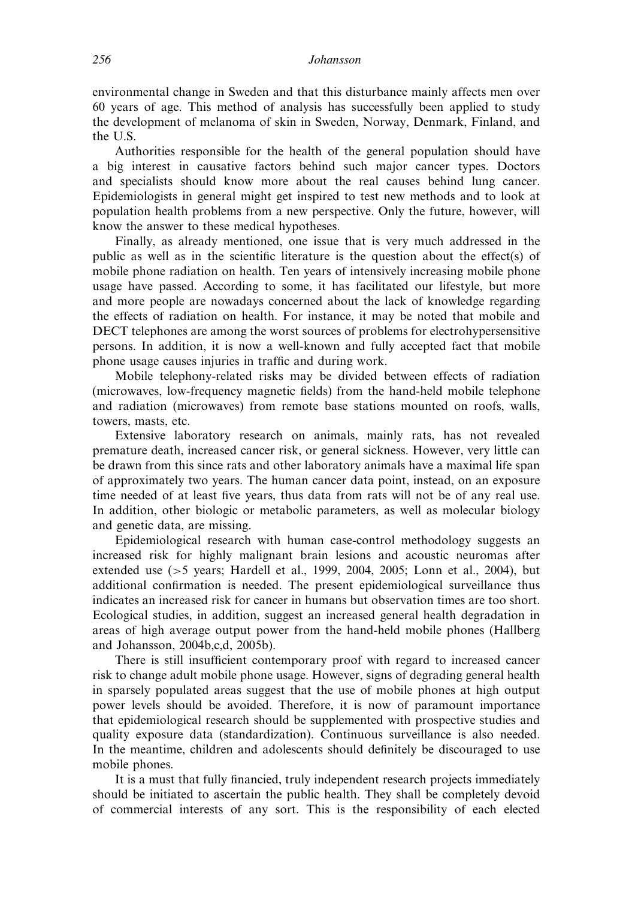environmental change in Sweden and that this disturbance mainly affects men over 60 years of age. This method of analysis has successfully been applied to study the development of melanoma of skin in Sweden, Norway, Denmark, Finland, and the U.S.

Authorities responsible for the health of the general population should have a big interest in causative factors behind such major cancer types. Doctors and specialists should know more about the real causes behind lung cancer. Epidemiologists in general might get inspired to test new methods and to look at population health problems from a new perspective. Only the future, however, will know the answer to these medical hypotheses.

Finally, as already mentioned, one issue that is very much addressed in the public as well as in the scientific literature is the question about the effect(s) of mobile phone radiation on health. Ten years of intensively increasing mobile phone usage have passed. According to some, it has facilitated our lifestyle, but more and more people are nowadays concerned about the lack of knowledge regarding the effects of radiation on health. For instance, it may be noted that mobile and DECT telephones are among the worst sources of problems for electrohypersensitive persons. In addition, it is now a well-known and fully accepted fact that mobile phone usage causes injuries in traffic and during work.

Mobile telephony-related risks may be divided between effects of radiation (microwaves, low-frequency magnetic fields) from the hand-held mobile telephone and radiation (microwaves) from remote base stations mounted on roofs, walls, towers, masts, etc.

Extensive laboratory research on animals, mainly rats, has not revealed premature death, increased cancer risk, or general sickness. However, very little can be drawn from this since rats and other laboratory animals have a maximal life span of approximately two years. The human cancer data point, instead, on an exposure time needed of at least five years, thus data from rats will not be of any real use. In addition, other biologic or metabolic parameters, as well as molecular biology and genetic data, are missing.

Epidemiological research with human case-control methodology suggests an increased risk for highly malignant brain lesions and acoustic neuromas after extended use (>5 years; Hardell et al., 1999, 2004, 2005; Lonn et al., 2004), but additional confirmation is needed. The present epidemiological surveillance thus indicates an increased risk for cancer in humans but observation times are too short. Ecological studies, in addition, suggest an increased general health degradation in areas of high average output power from the hand-held mobile phones (Hallberg and Johansson, 2004b,c,d, 2005b).

There is still insufficient contemporary proof with regard to increased cancer risk to change adult mobile phone usage. However, signs of degrading general health in sparsely populated areas suggest that the use of mobile phones at high output power levels should be avoided. Therefore, it is now of paramount importance that epidemiological research should be supplemented with prospective studies and quality exposure data (standardization). Continuous surveillance is also needed. In the meantime, children and adolescents should definitely be discouraged to use mobile phones.

It is a must that fully financied, truly independent research projects immediately should be initiated to ascertain the public health. They shall be completely devoid of commercial interests of any sort. This is the responsibility of each elected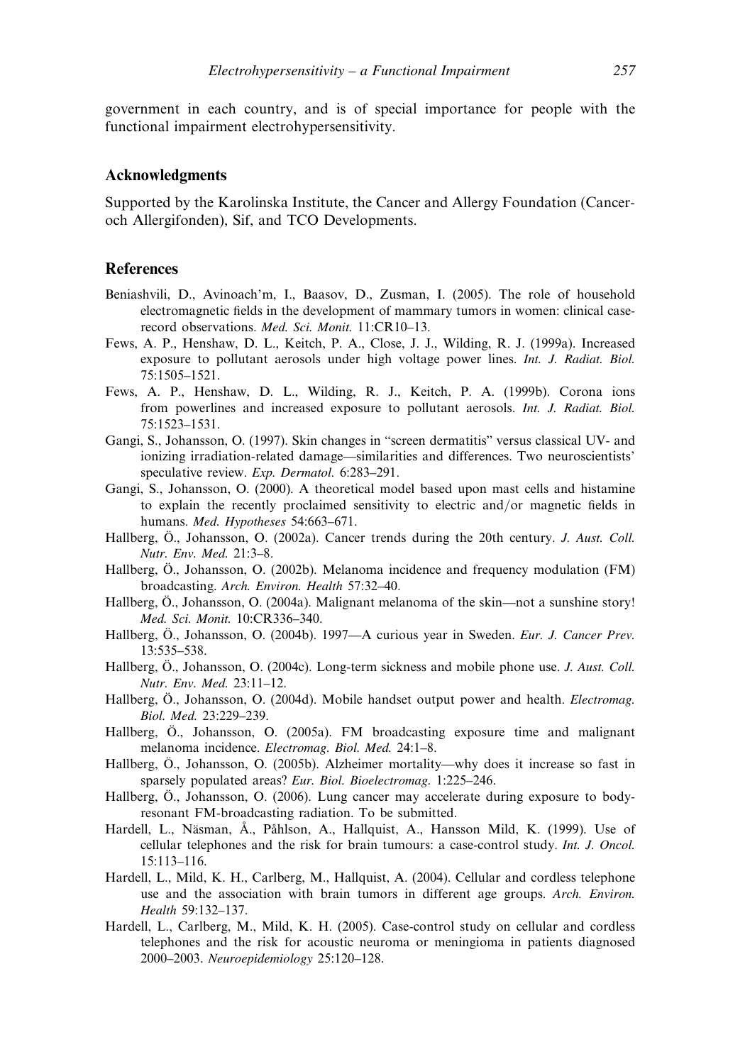government in each country, and is of special importance for people with the functional impairment electrohypersensitivity.

## Acknowledgments

Supported by the Karolinska Institute, the Cancer and Allergy Foundation (Cancer- och Allergifonden), Sif, and TCO Developments.

## References

Beniashvili, D., Avinoach'm, I., Baasov, D., Zusman, I. (2005). The role of household electromagnetic fields in the development of mammary tumors in women: clinical case-record observations. *Med. Sci. Monit.* 11:CR10–13.

Fews, A. P., Henshaw, D. L., Keitch, P. A., Close, J. J., Wilding, R. J. (1999a). Increased exposure to pollutant aerosols under high voltage power lines. *Int. J. Radiat. Biol.* 75:1505–1521.

Fews, A. P., Henshaw, D. L., Wilding, R. J., Keitch, P. A. (1999b). Corona ions from powerlines and increased exposure to pollutant aerosols. *Int. J. Radiat. Biol.* 75:1523–1531.

Gangi, S., Johansson, O. (1997). Skin changes in "screen dermatitis" versus classical UV- and ionizing irradiation-related damage—similarities and differences. Two neuroscientists' speculative review. *Exp. Dermatol.* 6:283–291.

Gangi, S., Johansson, O. (2000). A theoretical model based upon mast cells and histamine to explain the recently proclaimed sensitivity to electric and/or magnetic fields in humans. *Med. Hypotheses* 54:663–671.

Hallberg, Ö., Johansson, O. (2002a). Cancer trends during the 20th century. *J. Aust. Coll. Nutr. Env. Med.* 21:3–8.

Hallberg, Ö., Johansson, O. (2002b). Melanoma incidence and frequency modulation (FM) broadcasting. *Arch. Environ. Health* 57:32–40.

Hallberg, Ö., Johansson, O. (2004a). Malignant melanoma of the skin—not a sunshine story! *Med. Sci. Monit.* 10:CR336–340.

Hallberg, Ö., Johansson, O. (2004b). 1997—A curious year in Sweden. *Eur. J. Cancer Prev.* 13:535–538.

Hallberg, Ö., Johansson, O. (2004c). Long-term sickness and mobile phone use. *J. Aust. Coll. Nutr. Env. Med.* 23:11–12.

Hallberg, Ö., Johansson, O. (2004d). Mobile handset output power and health. *Electromag. Biol. Med.* 23:229–239.

Hallberg, Ö., Johansson, O. (2005a). FM broadcasting exposure time and malignant melanoma incidence. *Electromag. Biol. Med.* 24:1–8.

Hallberg, Ö., Johansson, O. (2005b). Alzheimer mortality—why does it increase so fast in sparsely populated areas? *Eur. Biol. Bioelectromag.* 1:225–246.

Hallberg, Ö., Johansson, O. (2006). Lung cancer may accelerate during exposure to body-resonant FM-broadcasting radiation. To be submitted.

Hardell, L., Näsman, Å., Påhlson, A., Hallquist, A., Hansson Mild, K. (1999). Use of cellular telephones and the risk for brain tumours: a case-control study. *Int. J. Oncol.* 15:113–116.

Hardell, L., Mild, K. H., Carlberg, M., Hallquist, A. (2004). Cellular and cordless telephone use and the association with brain tumors in different age groups. *Arch. Environ. Health* 59:132–137.

Hardell, L., Carlberg, M., Mild, K. H. (2005). Case-control study on cellular and cordless telephones and the risk for acoustic neuroma or meningioma in patients diagnosed 2000–2003. *Neuroepidemiology* 25:120–128.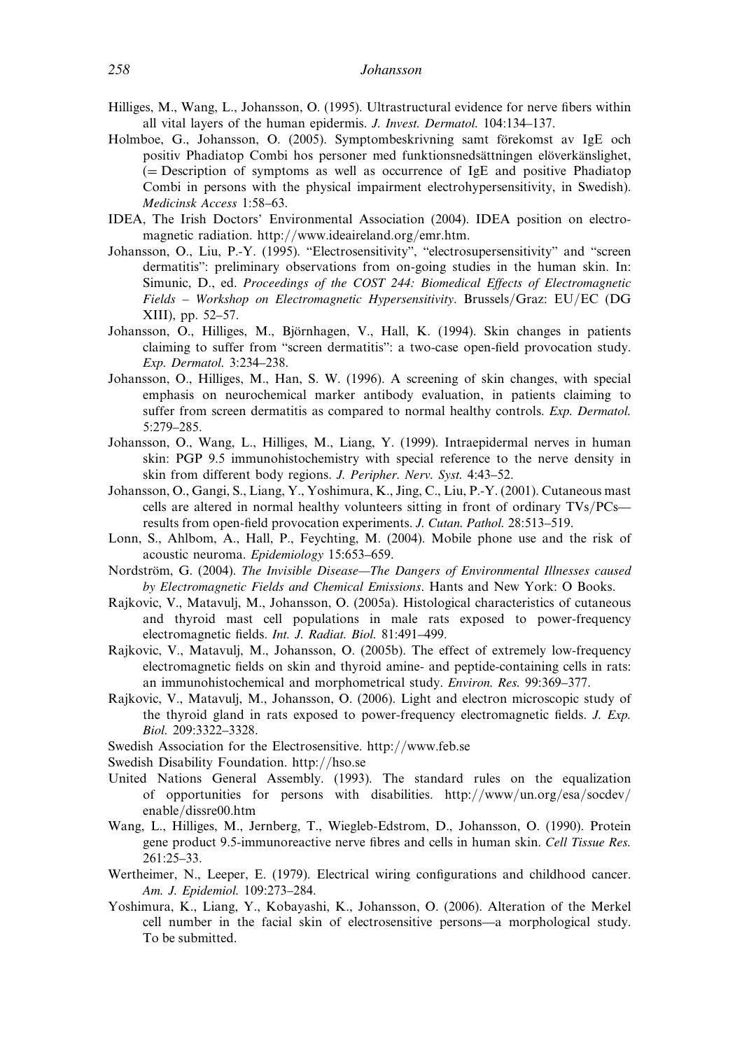Hilliges, M., Wang, L., Johansson, O. (1995). Ultrastructural evidence for nerve fibers within all vital layers of the human epidermis. *J. Invest. Dermatol.* 104:134–137.

Holmboe, G., Johansson, O. (2005). Symptombeskrivning samt förekomst av IgE och positiv Phadiatop Combi hos personer med funktionsnedsättningen elöverkänslighet, (= Description of symptoms as well as occurrence of IgE and positive Phadiatop Combi in persons with the physical impairment electrohypersensitivity, in Swedish). *Medicinsk Access* 1:58–63.

IDEA, The Irish Doctors' Environmental Association (2004). IDEA position on electromagnetic radiation. http://www.ideaireland.org/emr.htm.

Johansson, O., Liu, P.-Y. (1995). "Electrosensitivity", "electrosupersensitivity" and "screen dermatitis": preliminary observations from on-going studies in the human skin. In: Simunic, D., ed. *Proceedings of the COST 244: Biomedical Effects of Electromagnetic Fields – Workshop on Electromagnetic Hypersensitivity*. Brussels/Graz: EU/EC (DG XIII), pp. 52–57.

Johansson, O., Hilliges, M., Björnhagen, V., Hall, K. (1994). Skin changes in patients claiming to suffer from "screen dermatitis": a two-case open-field provocation study. *Exp. Dermatol.* 3:234–238.

Johansson, O., Hilliges, M., Han, S. W. (1996). A screening of skin changes, with special emphasis on neurochemical marker antibody evaluation, in patients claiming to suffer from screen dermatitis as compared to normal healthy controls. *Exp. Dermatol.* 5:279–285.

Johansson, O., Wang, L., Hilliges, M., Liang, Y. (1999). Intraepidermal nerves in human skin: PGP 9.5 immunohistochemistry with special reference to the nerve density in skin from different body regions. *J. Peripher. Nerv. Syst.* 4:43–52.

Johansson, O., Gangi, S., Liang, Y., Yoshimura, K., Jing, C., Liu, P.-Y. (2001). Cutaneous mast cells are altered in normal healthy volunteers sitting in front of ordinary TVs/PCs—results from open-field provocation experiments. *J. Cutan. Pathol.* 28:513–519.

Lonn, S., Ahlbom, A., Hall, P., Feychting, M. (2004). Mobile phone use and the risk of acoustic neuroma. *Epidemiology* 15:653–659.

Nordström, G. (2004). *The Invisible Disease—The Dangers of Environmental Illnesses caused by Electromagnetic Fields and Chemical Emissions*. Hants and New York: O Books.

Rajkovic, V., Matavulj, M., Johansson, O. (2005a). Histological characteristics of cutaneous and thyroid mast cell populations in male rats exposed to power-frequency electromagnetic fields. *Int. J. Radiat. Biol.* 81:491–499.

Rajkovic, V., Matavulj, M., Johansson, O. (2005b). The effect of extremely low-frequency electromagnetic fields on skin and thyroid amine- and peptide-containing cells in rats: an immunohistochemical and morphometrical study. *Environ. Res.* 99:369–377.

Rajkovic, V., Matavulj, M., Johansson, O. (2006). Light and electron microscopic study of the thyroid gland in rats exposed to power-frequency electromagnetic fields. *J. Exp. Biol.* 209:3322–3328.

Swedish Association for the Electrosensitive. http://www.feb.se

Swedish Disability Foundation. http://hso.se

United Nations General Assembly. (1993). The standard rules on the equalization of opportunities for persons with disabilities. http://www/un.org/esa/socdev/enable/dissre00.htm

Wang, L., Hilliges, M., Jernberg, T., Wiegleb-Edstrom, D., Johansson, O. (1990). Protein gene product 9.5-immunoreactive nerve fibres and cells in human skin. *Cell Tissue Res.* 261:25–33.

Wertheimer, N., Leeper, E. (1979). Electrical wiring configurations and childhood cancer. *Am. J. Epidemiol.* 109:273–284.

Yoshimura, K., Liang, Y., Kobayashi, K., Johansson, O. (2006). Alteration of the Merkel cell number in the facial skin of electrosensitive persons—a morphological study. To be submitted.